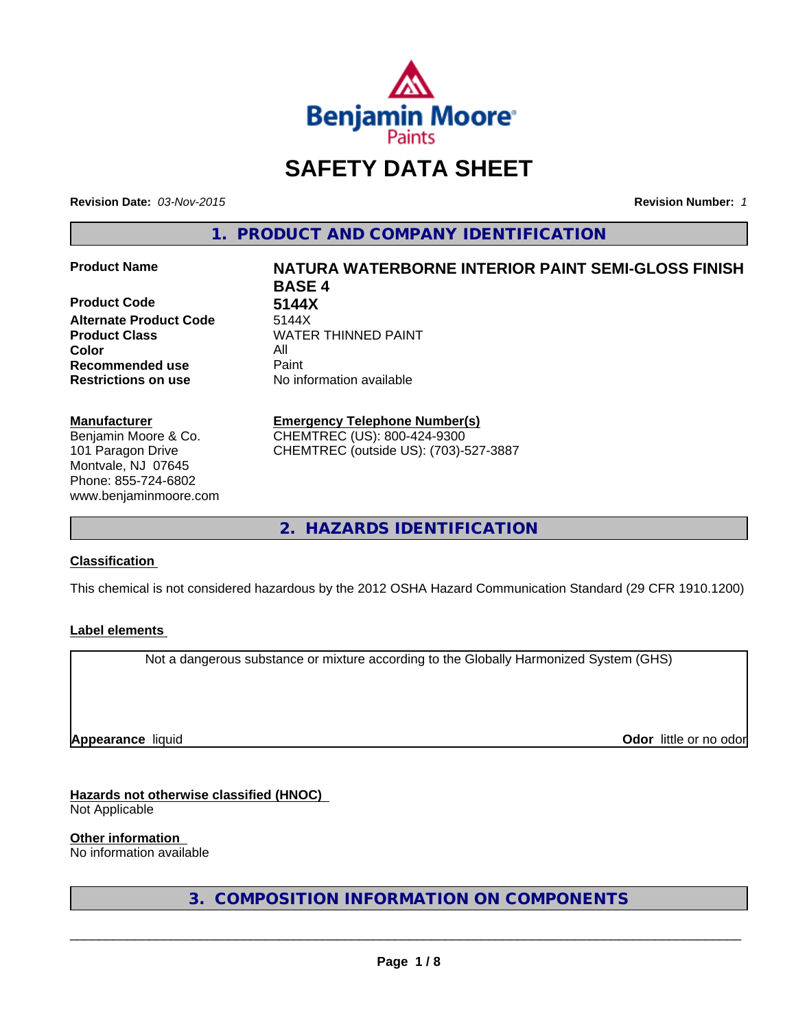Benjamin Moore Paints

# SAFETY DATA SHEET

**Revision Date:** *03-Nov-2015* **Revision Number:** *1*

## 1. PRODUCT AND COMPANY IDENTIFICATION

| | |
|---|---|
| **Product Name** | **NATURA WATERBORNE INTERIOR PAINT SEMI-GLOSS FINISH BASE 4** |
| **Product Code** | **5144X** |
| **Alternate Product Code** | 5144X |
| **Product Class** | WATER THINNED PAINT |
| **Color** | All |
| **Recommended use** | Paint |
| **Restrictions on use** | No information available |

**Manufacturer**
Benjamin Moore & Co.
101 Paragon Drive
Montvale, NJ 07645
Phone: 855-724-6802
www.benjaminmoore.com

**Emergency Telephone Number(s)**
CHEMTREC (US): 800-424-9300
CHEMTREC (outside US): (703)-527-3887

## 2. HAZARDS IDENTIFICATION

**Classification**

This chemical is not considered hazardous by the 2012 OSHA Hazard Communication Standard (29 CFR 1910.1200)

**Label elements**

Not a dangerous substance or mixture according to the Globally Harmonized System (GHS)

**Appearance** liquid **Odor** little or no odor

**Hazards not otherwise classified (HNOC)**
Not Applicable

**Other information**
No information available

## 3. COMPOSITION INFORMATION ON COMPONENTS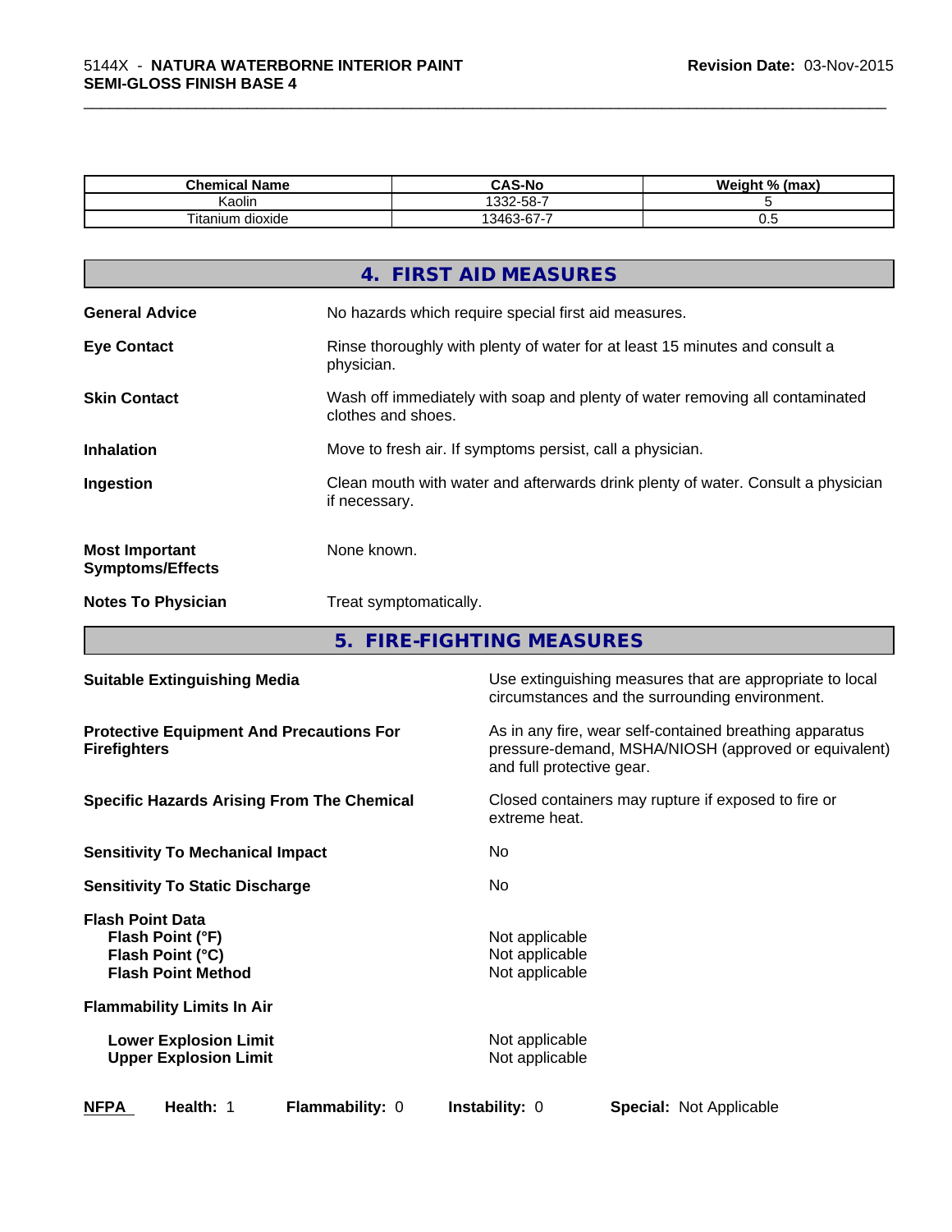| Chemical Name | CAS-No | Weight % (max) |
| --- | --- | --- |
| Kaolin | 1332-58-7 | 5 |
| Titanium dioxide | 13463-67-7 | 0.5 |

## 4. FIRST AID MEASURES

**General Advice** — No hazards which require special first aid measures.

**Eye Contact** — Rinse thoroughly with plenty of water for at least 15 minutes and consult a physician.

**Skin Contact** — Wash off immediately with soap and plenty of water removing all contaminated clothes and shoes.

**Inhalation** — Move to fresh air. If symptoms persist, call a physician.

**Ingestion** — Clean mouth with water and afterwards drink plenty of water. Consult a physician if necessary.

**Most Important Symptoms/Effects** — None known.

**Notes To Physician** — Treat symptomatically.

## 5. FIRE-FIGHTING MEASURES

**Suitable Extinguishing Media** — Use extinguishing measures that are appropriate to local circumstances and the surrounding environment.

**Protective Equipment And Precautions For Firefighters** — As in any fire, wear self-contained breathing apparatus pressure-demand, MSHA/NIOSH (approved or equivalent) and full protective gear.

**Specific Hazards Arising From The Chemical** — Closed containers may rupture if exposed to fire or extreme heat.

**Sensitivity To Mechanical Impact** — No

**Sensitivity To Static Discharge** — No

**Flash Point Data**
- **Flash Point (°F)** — Not applicable
- **Flash Point (°C)** — Not applicable
- **Flash Point Method** — Not applicable

**Flammability Limits In Air**
- **Lower Explosion Limit** — Not applicable
- **Upper Explosion Limit** — Not applicable

**NFPA** — **Health:** 1 — **Flammability:** 0 — **Instability:** 0 — **Special:** Not Applicable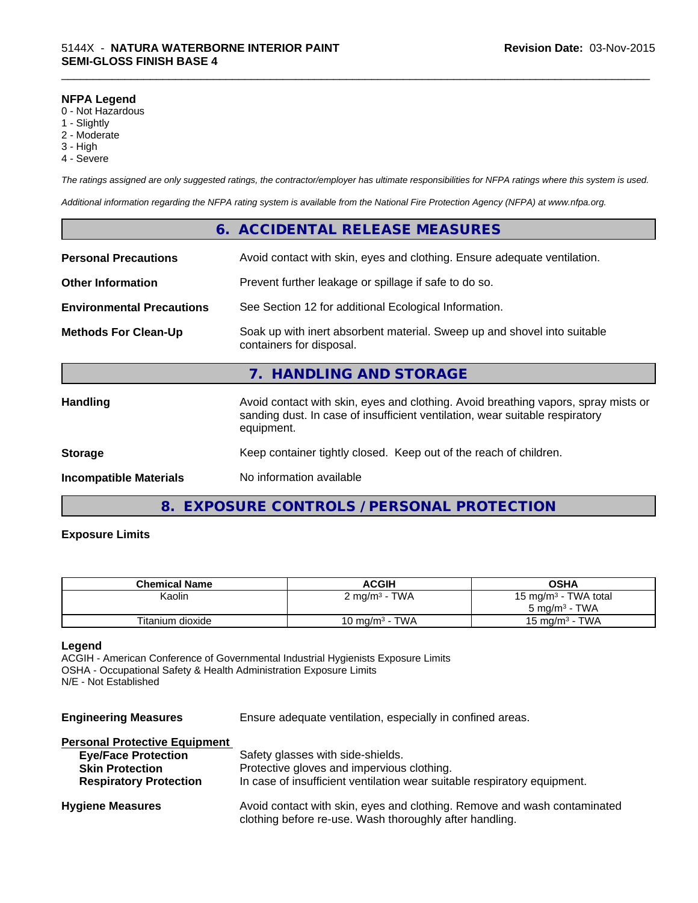**NFPA Legend**

0 - Not Hazardous
1 - Slightly
2 - Moderate
3 - High
4 - Severe

*The ratings assigned are only suggested ratings, the contractor/employer has ultimate responsibilities for NFPA ratings where this system is used.*

*Additional information regarding the NFPA rating system is available from the National Fire Protection Agency (NFPA) at www.nfpa.org.*

## 6. ACCIDENTAL RELEASE MEASURES

**Personal Precautions** Avoid contact with skin, eyes and clothing. Ensure adequate ventilation.

**Other Information** Prevent further leakage or spillage if safe to do so.

**Environmental Precautions** See Section 12 for additional Ecological Information.

**Methods For Clean-Up** Soak up with inert absorbent material. Sweep up and shovel into suitable containers for disposal.

## 7. HANDLING AND STORAGE

**Handling** Avoid contact with skin, eyes and clothing. Avoid breathing vapors, spray mists or sanding dust. In case of insufficient ventilation, wear suitable respiratory equipment.

**Storage** Keep container tightly closed. Keep out of the reach of children.

**Incompatible Materials** No information available

## 8. EXPOSURE CONTROLS / PERSONAL PROTECTION

**Exposure Limits**

| Chemical Name | ACGIH | OSHA |
|---|---|---|
| Kaolin | 2 mg/m³ - TWA | 15 mg/m³ - TWA total<br>5 mg/m³ - TWA |
| Titanium dioxide | 10 mg/m³ - TWA | 15 mg/m³ - TWA |

**Legend**

ACGIH - American Conference of Governmental Industrial Hygienists Exposure Limits
OSHA - Occupational Safety & Health Administration Exposure Limits
N/E - Not Established

**Engineering Measures** Ensure adequate ventilation, especially in confined areas.

**Personal Protective Equipment**

**Eye/Face Protection** Safety glasses with side-shields.
**Skin Protection** Protective gloves and impervious clothing.
**Respiratory Protection** In case of insufficient ventilation wear suitable respiratory equipment.

**Hygiene Measures** Avoid contact with skin, eyes and clothing. Remove and wash contaminated clothing before re-use. Wash thoroughly after handling.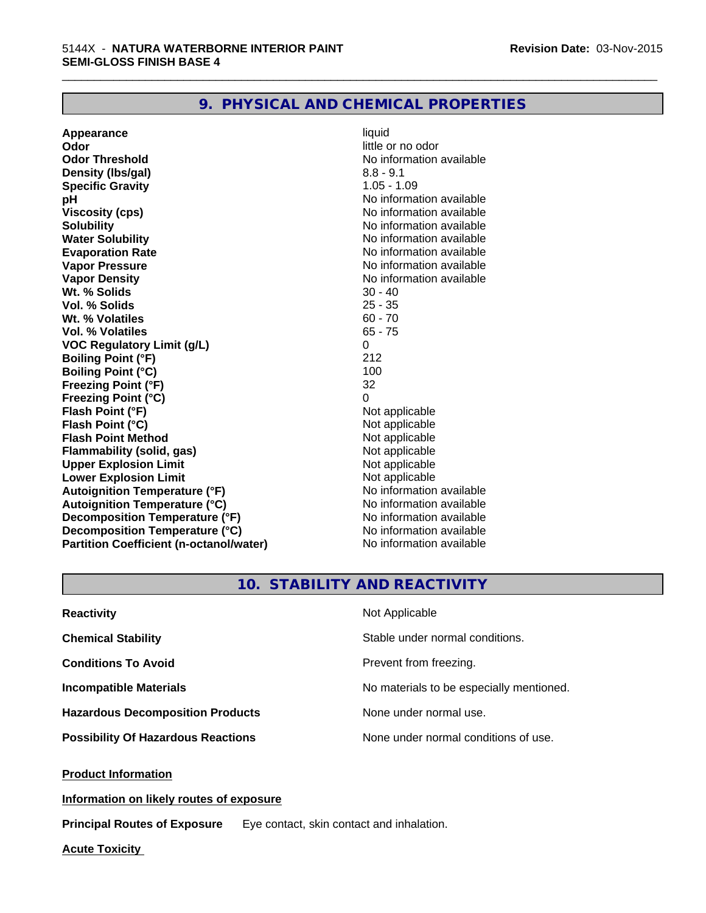## 9. PHYSICAL AND CHEMICAL PROPERTIES

| | |
|---|---|
| **Appearance** | liquid |
| **Odor** | little or no odor |
| **Odor Threshold** | No information available |
| **Density (lbs/gal)** | 8.8 - 9.1 |
| **Specific Gravity** | 1.05 - 1.09 |
| **pH** | No information available |
| **Viscosity (cps)** | No information available |
| **Solubility** | No information available |
| **Water Solubility** | No information available |
| **Evaporation Rate** | No information available |
| **Vapor Pressure** | No information available |
| **Vapor Density** | No information available |
| **Wt. % Solids** | 30 - 40 |
| **Vol. % Solids** | 25 - 35 |
| **Wt. % Volatiles** | 60 - 70 |
| **Vol. % Volatiles** | 65 - 75 |
| **VOC Regulatory Limit (g/L)** | 0 |
| **Boiling Point (°F)** | 212 |
| **Boiling Point (°C)** | 100 |
| **Freezing Point (°F)** | 32 |
| **Freezing Point (°C)** | 0 |
| **Flash Point (°F)** | Not applicable |
| **Flash Point (°C)** | Not applicable |
| **Flash Point Method** | Not applicable |
| **Flammability (solid, gas)** | Not applicable |
| **Upper Explosion Limit** | Not applicable |
| **Lower Explosion Limit** | Not applicable |
| **Autoignition Temperature (°F)** | No information available |
| **Autoignition Temperature (°C)** | No information available |
| **Decomposition Temperature (°F)** | No information available |
| **Decomposition Temperature (°C)** | No information available |
| **Partition Coefficient (n-octanol/water)** | No information available |

## 10. STABILITY AND REACTIVITY

| | |
|---|---|
| **Reactivity** | Not Applicable |
| **Chemical Stability** | Stable under normal conditions. |
| **Conditions To Avoid** | Prevent from freezing. |
| **Incompatible Materials** | No materials to be especially mentioned. |
| **Hazardous Decomposition Products** | None under normal use. |
| **Possibility Of Hazardous Reactions** | None under normal conditions of use. |

**Product Information**

**Information on likely routes of exposure**

**Principal Routes of Exposure** Eye contact, skin contact and inhalation.

**Acute Toxicity**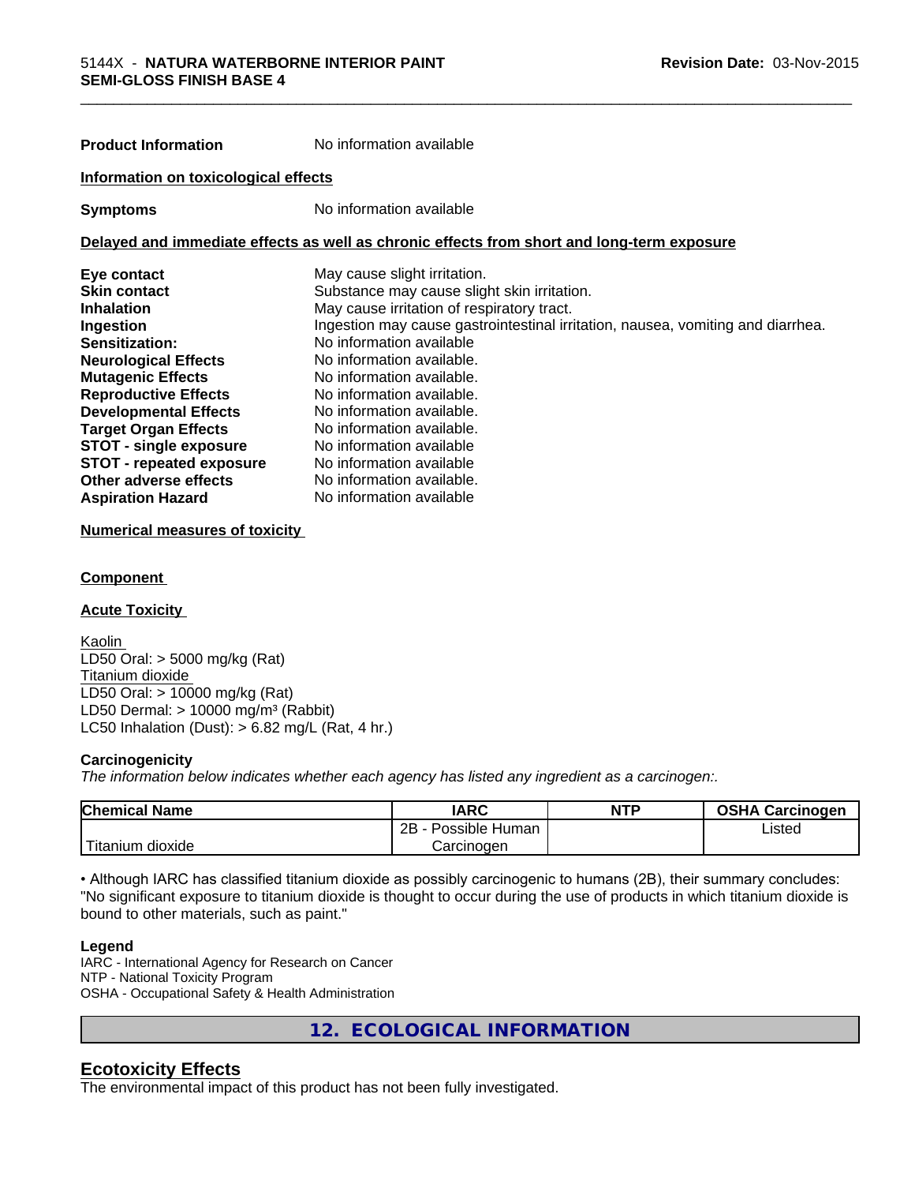**Product Information** No information available

**Information on toxicological effects**

**Symptoms** No information available

**Delayed and immediate effects as well as chronic effects from short and long-term exposure**

**Eye contact** May cause slight irritation.
**Skin contact** Substance may cause slight skin irritation.
**Inhalation** May cause irritation of respiratory tract.
**Ingestion** Ingestion may cause gastrointestinal irritation, nausea, vomiting and diarrhea.
**Sensitization:** No information available
**Neurological Effects** No information available.
**Mutagenic Effects** No information available.
**Reproductive Effects** No information available.
**Developmental Effects** No information available.
**Target Organ Effects** No information available.
**STOT - single exposure** No information available
**STOT - repeated exposure** No information available
**Other adverse effects** No information available.
**Aspiration Hazard** No information available

**Numerical measures of toxicity**

**Component**

**Acute Toxicity**

Kaolin
LD50 Oral: > 5000 mg/kg (Rat)
Titanium dioxide
LD50 Oral: > 10000 mg/kg (Rat)
LD50 Dermal: > 10000 mg/m³ (Rabbit)
LC50 Inhalation (Dust): > 6.82 mg/L (Rat, 4 hr.)

**Carcinogenicity**

*The information below indicates whether each agency has listed any ingredient as a carcinogen:.*

| Chemical Name | IARC | NTP | OSHA Carcinogen |
|---|---|---|---|
| Titanium dioxide | 2B - Possible Human Carcinogen | | Listed |

• Although IARC has classified titanium dioxide as possibly carcinogenic to humans (2B), their summary concludes: "No significant exposure to titanium dioxide is thought to occur during the use of products in which titanium dioxide is bound to other materials, such as paint."

**Legend**
IARC - International Agency for Research on Cancer
NTP - National Toxicity Program
OSHA - Occupational Safety & Health Administration

## 12. ECOLOGICAL INFORMATION

### Ecotoxicity Effects

The environmental impact of this product has not been fully investigated.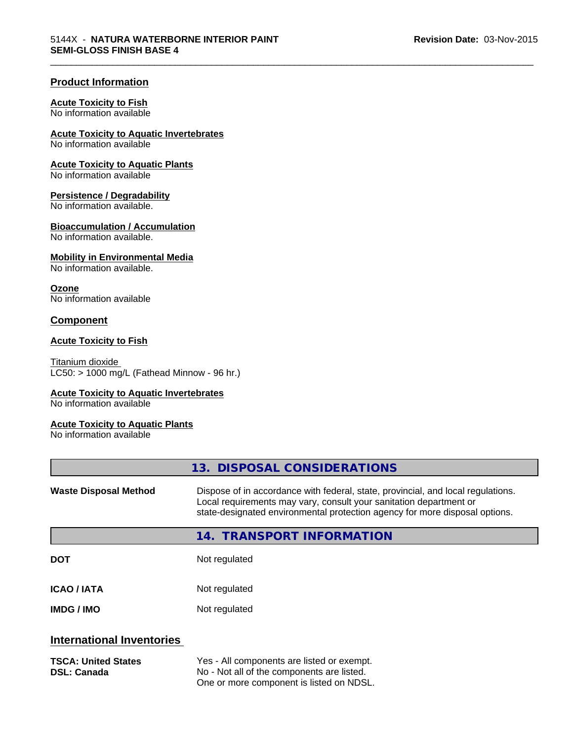## Product Information

**Acute Toxicity to Fish**
No information available

**Acute Toxicity to Aquatic Invertebrates**
No information available

**Acute Toxicity to Aquatic Plants**
No information available

**Persistence / Degradability**
No information available.

**Bioaccumulation / Accumulation**
No information available.

**Mobility in Environmental Media**
No information available.

**Ozone**
No information available

## Component

**Acute Toxicity to Fish**

Titanium dioxide
LC50: > 1000 mg/L (Fathead Minnow - 96 hr.)

**Acute Toxicity to Aquatic Invertebrates**
No information available

**Acute Toxicity to Aquatic Plants**
No information available

## 13. DISPOSAL CONSIDERATIONS

| | |
|---|---|
| **Waste Disposal Method** | Dispose of in accordance with federal, state, provincial, and local regulations. Local requirements may vary, consult your sanitation department or state-designated environmental protection agency for more disposal options. |

## 14. TRANSPORT INFORMATION

| | |
|---|---|
| **DOT** | Not regulated |
| **ICAO / IATA** | Not regulated |
| **IMDG / IMO** | Not regulated |

## International Inventories

| | |
|---|---|
| **TSCA: United States** | Yes - All components are listed or exempt. |
| **DSL: Canada** | No - Not all of the components are listed. One or more component is listed on NDSL. |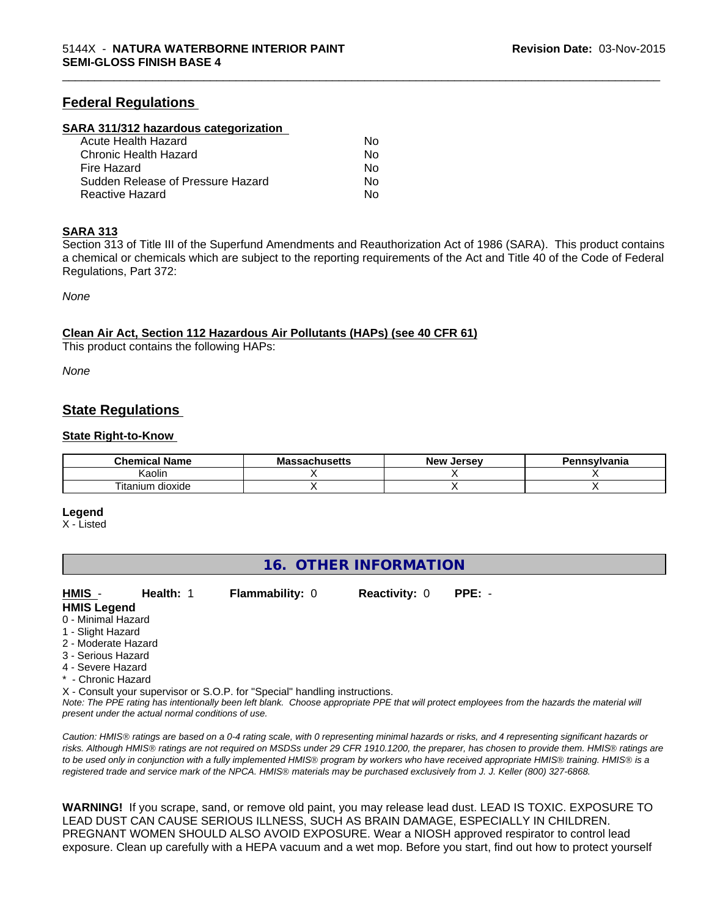## Federal Regulations

**SARA 311/312 hazardous categorization**

| | |
|---|---|
| Acute Health Hazard | No |
| Chronic Health Hazard | No |
| Fire Hazard | No |
| Sudden Release of Pressure Hazard | No |
| Reactive Hazard | No |

**SARA 313**

Section 313 of Title III of the Superfund Amendments and Reauthorization Act of 1986 (SARA). This product contains a chemical or chemicals which are subject to the reporting requirements of the Act and Title 40 of the Code of Federal Regulations, Part 372:

*None*

**Clean Air Act, Section 112 Hazardous Air Pollutants (HAPs) (see 40 CFR 61)**

This product contains the following HAPs:

*None*

## State Regulations

**State Right-to-Know**

| Chemical Name | Massachusetts | New Jersey | Pennsylvania |
|---|---|---|---|
| Kaolin | X | X | X |
| Titanium dioxide | X | X | X |

**Legend**

X - Listed

## 16. OTHER INFORMATION

**HMIS** - **Health:** 1 **Flammability:** 0 **Reactivity:** 0 **PPE:** -

**HMIS Legend**

0 - Minimal Hazard
1 - Slight Hazard
2 - Moderate Hazard
3 - Serious Hazard
4 - Severe Hazard
* - Chronic Hazard
X - Consult your supervisor or S.O.P. for "Special" handling instructions.

*Note: The PPE rating has intentionally been left blank. Choose appropriate PPE that will protect employees from the hazards the material will present under the actual normal conditions of use.*

*Caution: HMIS® ratings are based on a 0-4 rating scale, with 0 representing minimal hazards or risks, and 4 representing significant hazards or risks. Although HMIS® ratings are not required on MSDSs under 29 CFR 1910.1200, the preparer, has chosen to provide them. HMIS® ratings are to be used only in conjunction with a fully implemented HMIS® program by workers who have received appropriate HMIS® training. HMIS® is a registered trade and service mark of the NPCA. HMIS® materials may be purchased exclusively from J. J. Keller (800) 327-6868.*

**WARNING!** If you scrape, sand, or remove old paint, you may release lead dust. LEAD IS TOXIC. EXPOSURE TO LEAD DUST CAN CAUSE SERIOUS ILLNESS, SUCH AS BRAIN DAMAGE, ESPECIALLY IN CHILDREN. PREGNANT WOMEN SHOULD ALSO AVOID EXPOSURE. Wear a NIOSH approved respirator to control lead exposure. Clean up carefully with a HEPA vacuum and a wet mop. Before you start, find out how to protect yourself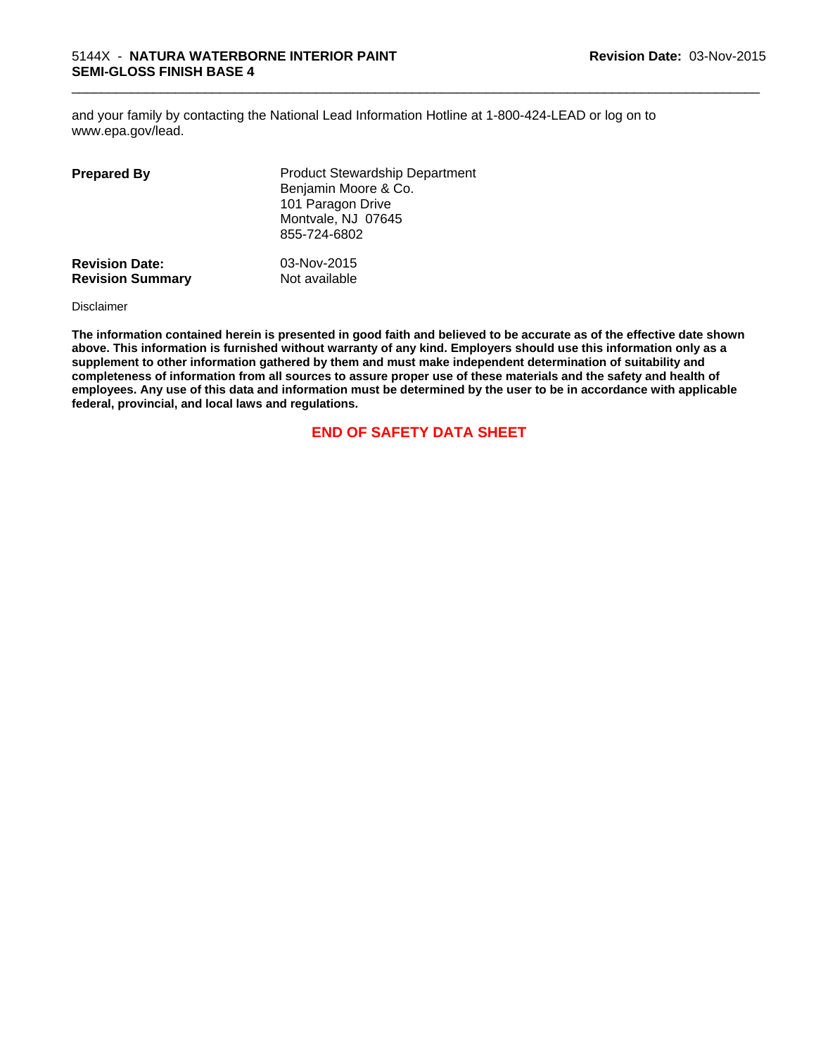and your family by contacting the National Lead Information Hotline at 1-800-424-LEAD or log on to www.epa.gov/lead.

| | |
|---|---|
| **Prepared By** | Product Stewardship Department<br>Benjamin Moore & Co.<br>101 Paragon Drive<br>Montvale, NJ 07645<br>855-724-6802 |
| **Revision Date:** | 03-Nov-2015 |
| **Revision Summary** | Not available |

Disclaimer

**The information contained herein is presented in good faith and believed to be accurate as of the effective date shown above. This information is furnished without warranty of any kind. Employers should use this information only as a supplement to other information gathered by them and must make independent determination of suitability and completeness of information from all sources to assure proper use of these materials and the safety and health of employees. Any use of this data and information must be determined by the user to be in accordance with applicable federal, provincial, and local laws and regulations.**

**END OF SAFETY DATA SHEET**